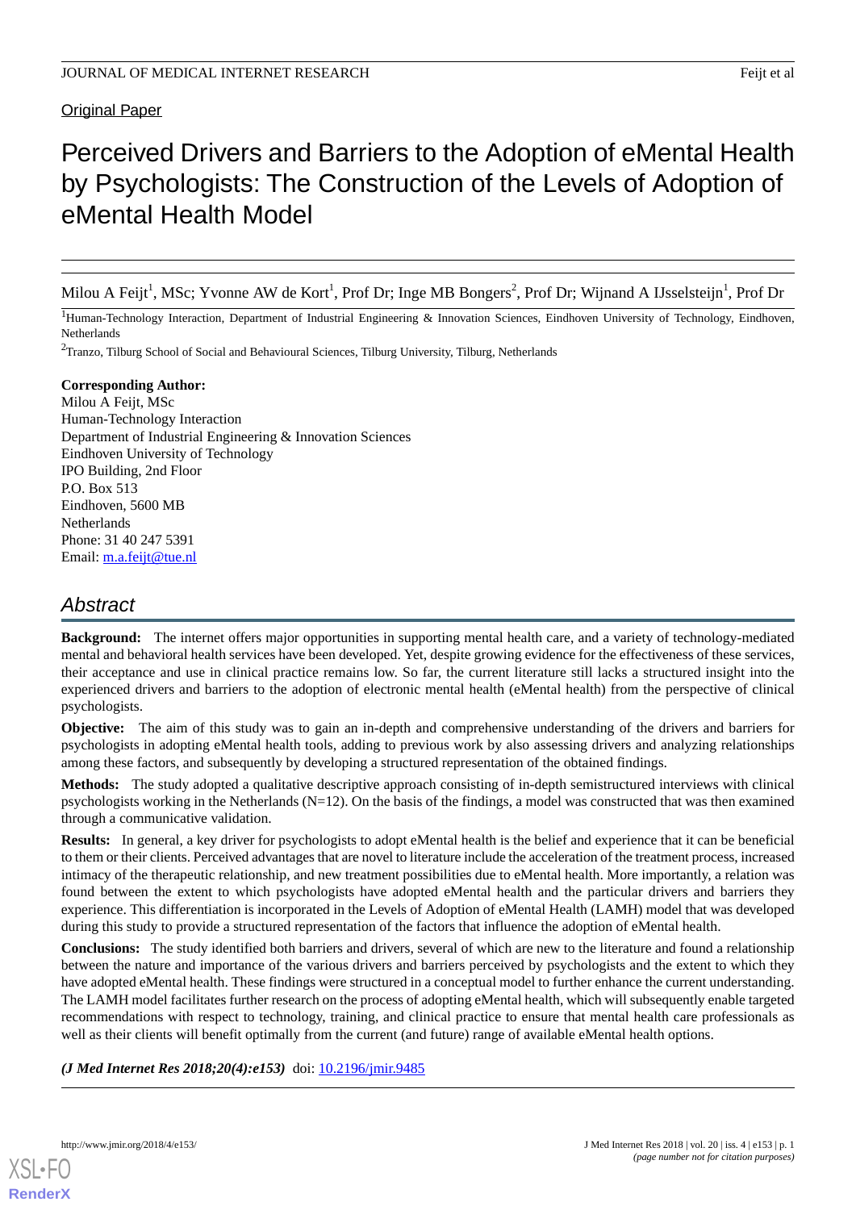Original Paper

# Perceived Drivers and Barriers to the Adoption of eMental Health by Psychologists: The Construction of the Levels of Adoption of eMental Health Model

Milou A Feijt[1], MSc; Yvonne AW de Kort[1], Prof Dr; Inge MB Bongers[2], Prof Dr; Wijnand A IJsselsteijn[1], Prof Dr

[1]Human-Technology Interaction, Department of Industrial Engineering & Innovation Sciences, Eindhoven University of Technology, Eindhoven, Netherlands

[2]Tranzo, Tilburg School of Social and Behavioural Sciences, Tilburg University, Tilburg, Netherlands

**Corresponding Author:**
Milou A Feijt, MSc
Human-Technology Interaction
Department of Industrial Engineering & Innovation Sciences
Eindhoven University of Technology
IPO Building, 2nd Floor
P.O. Box 513
Eindhoven, 5600 MB
Netherlands
Phone: 31 40 247 5391
Email: m.a.feijt@tue.nl

## Abstract

**Background:** The internet offers major opportunities in supporting mental health care, and a variety of technology-mediated mental and behavioral health services have been developed. Yet, despite growing evidence for the effectiveness of these services, their acceptance and use in clinical practice remains low. So far, the current literature still lacks a structured insight into the experienced drivers and barriers to the adoption of electronic mental health (eMental health) from the perspective of clinical psychologists.

**Objective:** The aim of this study was to gain an in-depth and comprehensive understanding of the drivers and barriers for psychologists in adopting eMental health tools, adding to previous work by also assessing drivers and analyzing relationships among these factors, and subsequently by developing a structured representation of the obtained findings.

**Methods:** The study adopted a qualitative descriptive approach consisting of in-depth semistructured interviews with clinical psychologists working in the Netherlands (N=12). On the basis of the findings, a model was constructed that was then examined through a communicative validation.

**Results:** In general, a key driver for psychologists to adopt eMental health is the belief and experience that it can be beneficial to them or their clients. Perceived advantages that are novel to literature include the acceleration of the treatment process, increased intimacy of the therapeutic relationship, and new treatment possibilities due to eMental health. More importantly, a relation was found between the extent to which psychologists have adopted eMental health and the particular drivers and barriers they experience. This differentiation is incorporated in the Levels of Adoption of eMental Health (LAMH) model that was developed during this study to provide a structured representation of the factors that influence the adoption of eMental health.

**Conclusions:** The study identified both barriers and drivers, several of which are new to the literature and found a relationship between the nature and importance of the various drivers and barriers perceived by psychologists and the extent to which they have adopted eMental health. These findings were structured in a conceptual model to further enhance the current understanding. The LAMH model facilitates further research on the process of adopting eMental health, which will subsequently enable targeted recommendations with respect to technology, training, and clinical practice to ensure that mental health care professionals as well as their clients will benefit optimally from the current (and future) range of available eMental health options.

***(J Med Internet Res 2018;20(4):e153)*** doi: 10.2196/jmir.9485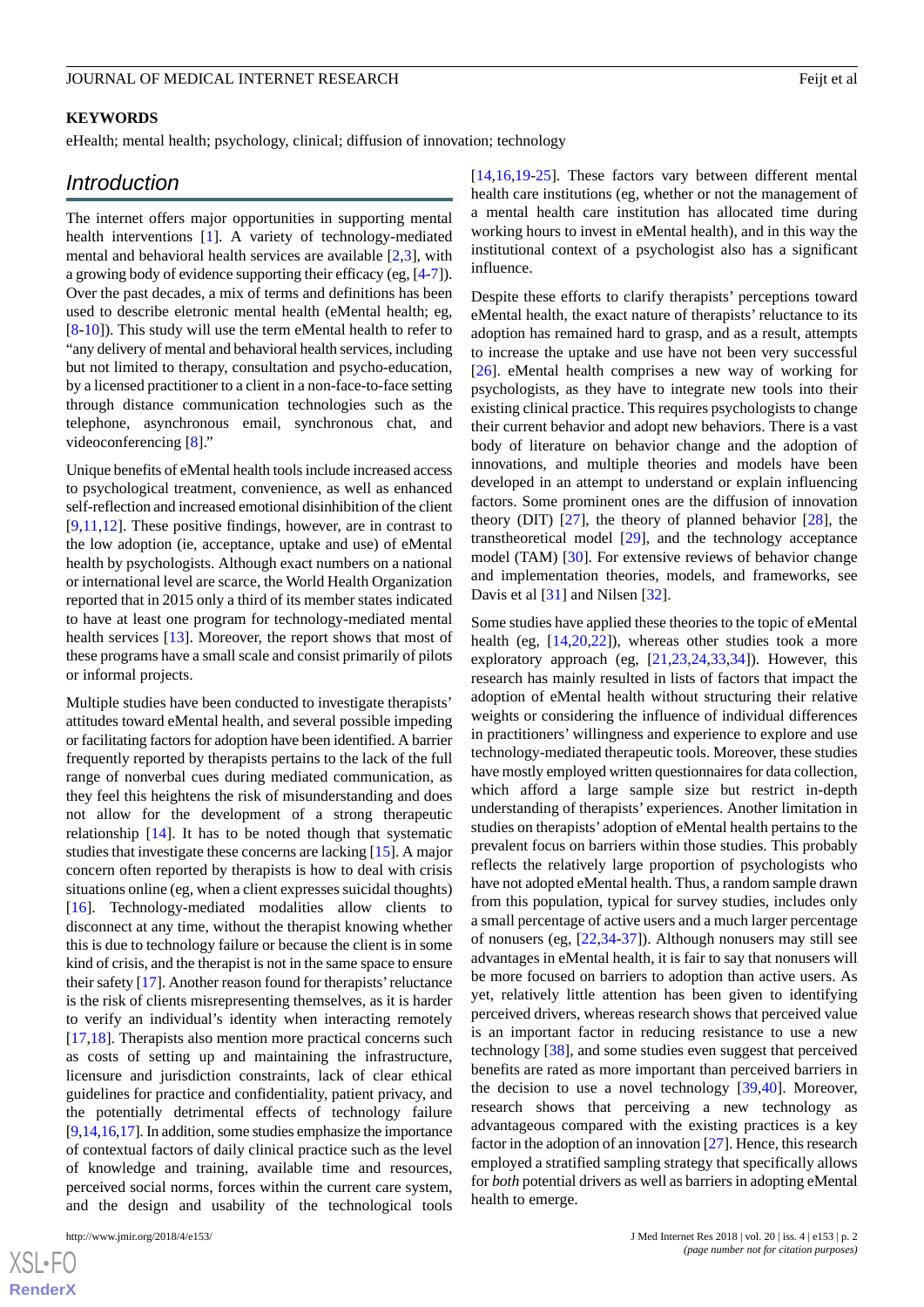## KEYWORDS

eHealth; mental health; psychology, clinical; diffusion of innovation; technology

## Introduction

The internet offers major opportunities in supporting mental health interventions [1]. A variety of technology-mediated mental and behavioral health services are available [2,3], with a growing body of evidence supporting their efficacy (eg, [4-7]). Over the past decades, a mix of terms and definitions has been used to describe eletronic mental health (eMental health; eg, [8-10]). This study will use the term eMental health to refer to "any delivery of mental and behavioral health services, including but not limited to therapy, consultation and psycho-education, by a licensed practitioner to a client in a non-face-to-face setting through distance communication technologies such as the telephone, asynchronous email, synchronous chat, and videoconferencing [8]."

Unique benefits of eMental health tools include increased access to psychological treatment, convenience, as well as enhanced self-reflection and increased emotional disinhibition of the client [9,11,12]. These positive findings, however, are in contrast to the low adoption (ie, acceptance, uptake and use) of eMental health by psychologists. Although exact numbers on a national or international level are scarce, the World Health Organization reported that in 2015 only a third of its member states indicated to have at least one program for technology-mediated mental health services [13]. Moreover, the report shows that most of these programs have a small scale and consist primarily of pilots or informal projects.

Multiple studies have been conducted to investigate therapists' attitudes toward eMental health, and several possible impeding or facilitating factors for adoption have been identified. A barrier frequently reported by therapists pertains to the lack of the full range of nonverbal cues during mediated communication, as they feel this heightens the risk of misunderstanding and does not allow for the development of a strong therapeutic relationship [14]. It has to be noted though that systematic studies that investigate these concerns are lacking [15]. A major concern often reported by therapists is how to deal with crisis situations online (eg, when a client expresses suicidal thoughts) [16]. Technology-mediated modalities allow clients to disconnect at any time, without the therapist knowing whether this is due to technology failure or because the client is in some kind of crisis, and the therapist is not in the same space to ensure their safety [17]. Another reason found for therapists' reluctance is the risk of clients misrepresenting themselves, as it is harder to verify an individual's identity when interacting remotely [17,18]. Therapists also mention more practical concerns such as costs of setting up and maintaining the infrastructure, licensure and jurisdiction constraints, lack of clear ethical guidelines for practice and confidentiality, patient privacy, and the potentially detrimental effects of technology failure [9,14,16,17]. In addition, some studies emphasize the importance of contextual factors of daily clinical practice such as the level of knowledge and training, available time and resources, perceived social norms, forces within the current care system, and the design and usability of the technological tools [14,16,19-25]. These factors vary between different mental health care institutions (eg, whether or not the management of a mental health care institution has allocated time during working hours to invest in eMental health), and in this way the institutional context of a psychologist also has a significant influence.

Despite these efforts to clarify therapists' perceptions toward eMental health, the exact nature of therapists' reluctance to its adoption has remained hard to grasp, and as a result, attempts to increase the uptake and use have not been very successful [26]. eMental health comprises a new way of working for psychologists, as they have to integrate new tools into their existing clinical practice. This requires psychologists to change their current behavior and adopt new behaviors. There is a vast body of literature on behavior change and the adoption of innovations, and multiple theories and models have been developed in an attempt to understand or explain influencing factors. Some prominent ones are the diffusion of innovation theory (DIT) [27], the theory of planned behavior [28], the transtheoretical model [29], and the technology acceptance model (TAM) [30]. For extensive reviews of behavior change and implementation theories, models, and frameworks, see Davis et al [31] and Nilsen [32].

Some studies have applied these theories to the topic of eMental health (eg, [14,20,22]), whereas other studies took a more exploratory approach (eg, [21,23,24,33,34]). However, this research has mainly resulted in lists of factors that impact the adoption of eMental health without structuring their relative weights or considering the influence of individual differences in practitioners' willingness and experience to explore and use technology-mediated therapeutic tools. Moreover, these studies have mostly employed written questionnaires for data collection, which afford a large sample size but restrict in-depth understanding of therapists' experiences. Another limitation in studies on therapists' adoption of eMental health pertains to the prevalent focus on barriers within those studies. This probably reflects the relatively large proportion of psychologists who have not adopted eMental health. Thus, a random sample drawn from this population, typical for survey studies, includes only a small percentage of active users and a much larger percentage of nonusers (eg, [22,34-37]). Although nonusers may still see advantages in eMental health, it is fair to say that nonusers will be more focused on barriers to adoption than active users. As yet, relatively little attention has been given to identifying perceived drivers, whereas research shows that perceived value is an important factor in reducing resistance to use a new technology [38], and some studies even suggest that perceived benefits are rated as more important than perceived barriers in the decision to use a novel technology [39,40]. Moreover, research shows that perceiving a new technology as advantageous compared with the existing practices is a key factor in the adoption of an innovation [27]. Hence, this research employed a stratified sampling strategy that specifically allows for *both* potential drivers as well as barriers in adopting eMental health to emerge.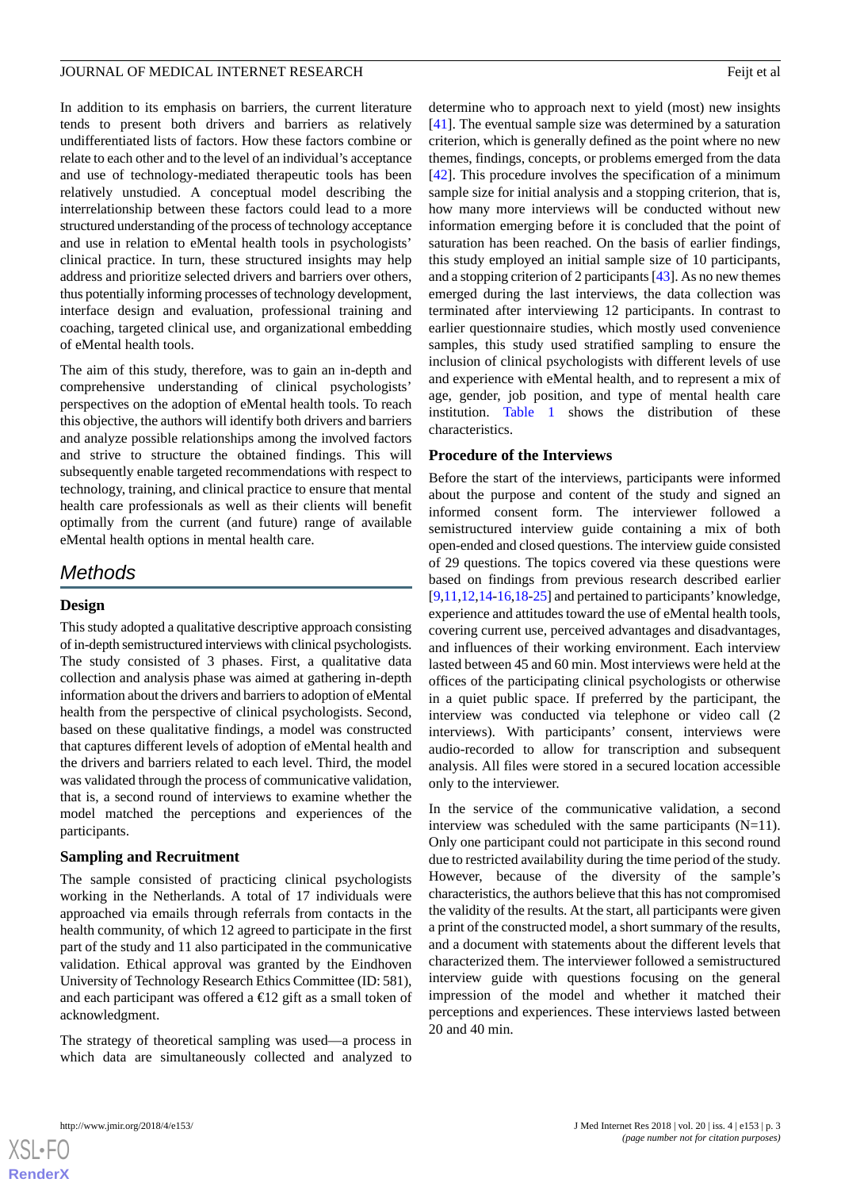In addition to its emphasis on barriers, the current literature tends to present both drivers and barriers as relatively undifferentiated lists of factors. How these factors combine or relate to each other and to the level of an individual's acceptance and use of technology-mediated therapeutic tools has been relatively unstudied. A conceptual model describing the interrelationship between these factors could lead to a more structured understanding of the process of technology acceptance and use in relation to eMental health tools in psychologists' clinical practice. In turn, these structured insights may help address and prioritize selected drivers and barriers over others, thus potentially informing processes of technology development, interface design and evaluation, professional training and coaching, targeted clinical use, and organizational embedding of eMental health tools.

The aim of this study, therefore, was to gain an in-depth and comprehensive understanding of clinical psychologists' perspectives on the adoption of eMental health tools. To reach this objective, the authors will identify both drivers and barriers and analyze possible relationships among the involved factors and strive to structure the obtained findings. This will subsequently enable targeted recommendations with respect to technology, training, and clinical practice to ensure that mental health care professionals as well as their clients will benefit optimally from the current (and future) range of available eMental health options in mental health care.

## Methods

### Design

This study adopted a qualitative descriptive approach consisting of in-depth semistructured interviews with clinical psychologists. The study consisted of 3 phases. First, a qualitative data collection and analysis phase was aimed at gathering in-depth information about the drivers and barriers to adoption of eMental health from the perspective of clinical psychologists. Second, based on these qualitative findings, a model was constructed that captures different levels of adoption of eMental health and the drivers and barriers related to each level. Third, the model was validated through the process of communicative validation, that is, a second round of interviews to examine whether the model matched the perceptions and experiences of the participants.

### Sampling and Recruitment

The sample consisted of practicing clinical psychologists working in the Netherlands. A total of 17 individuals were approached via emails through referrals from contacts in the health community, of which 12 agreed to participate in the first part of the study and 11 also participated in the communicative validation. Ethical approval was granted by the Eindhoven University of Technology Research Ethics Committee (ID: 581), and each participant was offered a €12 gift as a small token of acknowledgment.

The strategy of theoretical sampling was used—a process in which data are simultaneously collected and analyzed to determine who to approach next to yield (most) new insights [41]. The eventual sample size was determined by a saturation criterion, which is generally defined as the point where no new themes, findings, concepts, or problems emerged from the data [42]. This procedure involves the specification of a minimum sample size for initial analysis and a stopping criterion, that is, how many more interviews will be conducted without new information emerging before it is concluded that the point of saturation has been reached. On the basis of earlier findings, this study employed an initial sample size of 10 participants, and a stopping criterion of 2 participants [43]. As no new themes emerged during the last interviews, the data collection was terminated after interviewing 12 participants. In contrast to earlier questionnaire studies, which mostly used convenience samples, this study used stratified sampling to ensure the inclusion of clinical psychologists with different levels of use and experience with eMental health, and to represent a mix of age, gender, job position, and type of mental health care institution. Table 1 shows the distribution of these characteristics.

### Procedure of the Interviews

Before the start of the interviews, participants were informed about the purpose and content of the study and signed an informed consent form. The interviewer followed a semistructured interview guide containing a mix of both open-ended and closed questions. The interview guide consisted of 29 questions. The topics covered via these questions were based on findings from previous research described earlier [9,11,12,14-16,18-25] and pertained to participants' knowledge, experience and attitudes toward the use of eMental health tools, covering current use, perceived advantages and disadvantages, and influences of their working environment. Each interview lasted between 45 and 60 min. Most interviews were held at the offices of the participating clinical psychologists or otherwise in a quiet public space. If preferred by the participant, the interview was conducted via telephone or video call (2 interviews). With participants' consent, interviews were audio-recorded to allow for transcription and subsequent analysis. All files were stored in a secured location accessible only to the interviewer.

In the service of the communicative validation, a second interview was scheduled with the same participants (N=11). Only one participant could not participate in this second round due to restricted availability during the time period of the study. However, because of the diversity of the sample's characteristics, the authors believe that this has not compromised the validity of the results. At the start, all participants were given a print of the constructed model, a short summary of the results, and a document with statements about the different levels that characterized them. The interviewer followed a semistructured interview guide with questions focusing on the general impression of the model and whether it matched their perceptions and experiences. These interviews lasted between 20 and 40 min.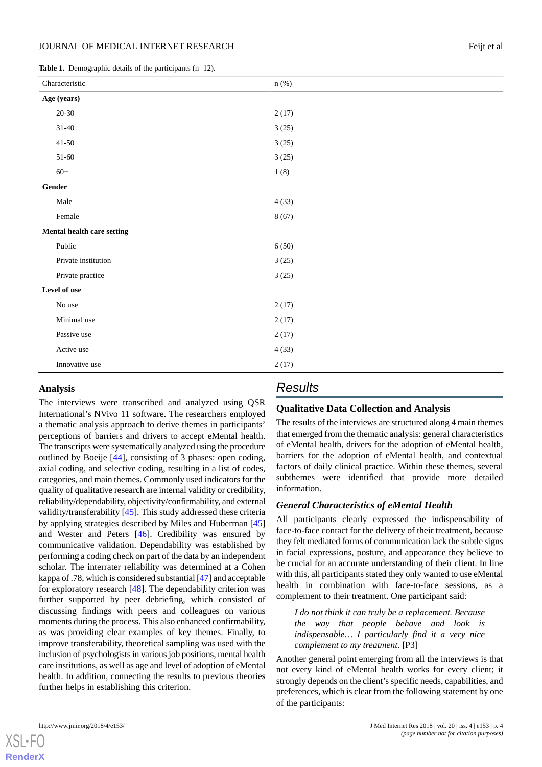**Table 1.** Demographic details of the participants (n=12).

| Characteristic | n (%) |
|---|---|
| **Age (years)** | |
| 20-30 | 2 (17) |
| 31-40 | 3 (25) |
| 41-50 | 3 (25) |
| 51-60 | 3 (25) |
| 60+ | 1 (8) |
| **Gender** | |
| Male | 4 (33) |
| Female | 8 (67) |
| **Mental health care setting** | |
| Public | 6 (50) |
| Private institution | 3 (25) |
| Private practice | 3 (25) |
| **Level of use** | |
| No use | 2 (17) |
| Minimal use | 2 (17) |
| Passive use | 2 (17) |
| Active use | 4 (33) |
| Innovative use | 2 (17) |

## Analysis

The interviews were transcribed and analyzed using QSR International's NVivo 11 software. The researchers employed a thematic analysis approach to derive themes in participants' perceptions of barriers and drivers to accept eMental health. The transcripts were systematically analyzed using the procedure outlined by Boeije [44], consisting of 3 phases: open coding, axial coding, and selective coding, resulting in a list of codes, categories, and main themes. Commonly used indicators for the quality of qualitative research are internal validity or credibility, reliability/dependability, objectivity/confirmability, and external validity/transferability [45]. This study addressed these criteria by applying strategies described by Miles and Huberman [45] and Wester and Peters [46]. Credibility was ensured by communicative validation. Dependability was established by performing a coding check on part of the data by an independent scholar. The interrater reliability was determined at a Cohen kappa of .78, which is considered substantial [47] and acceptable for exploratory research [48]. The dependability criterion was further supported by peer debriefing, which consisted of discussing findings with peers and colleagues on various moments during the process. This also enhanced confirmability, as was providing clear examples of key themes. Finally, to improve transferability, theoretical sampling was used with the inclusion of psychologists in various job positions, mental health care institutions, as well as age and level of adoption of eMental health. In addition, connecting the results to previous theories further helps in establishing this criterion.

# Results

## Qualitative Data Collection and Analysis

The results of the interviews are structured along 4 main themes that emerged from the thematic analysis: general characteristics of eMental health, drivers for the adoption of eMental health, barriers for the adoption of eMental health, and contextual factors of daily clinical practice. Within these themes, several subthemes were identified that provide more detailed information.

### General Characteristics of eMental Health

All participants clearly expressed the indispensability of face-to-face contact for the delivery of their treatment, because they felt mediated forms of communication lack the subtle signs in facial expressions, posture, and appearance they believe to be crucial for an accurate understanding of their client. In line with this, all participants stated they only wanted to use eMental health in combination with face-to-face sessions, as a complement to their treatment. One participant said:

> *I do not think it can truly be a replacement. Because the way that people behave and look is indispensable… I particularly find it a very nice complement to my treatment.* [P3]

Another general point emerging from all the interviews is that not every kind of eMental health works for every client; it strongly depends on the client's specific needs, capabilities, and preferences, which is clear from the following statement by one of the participants: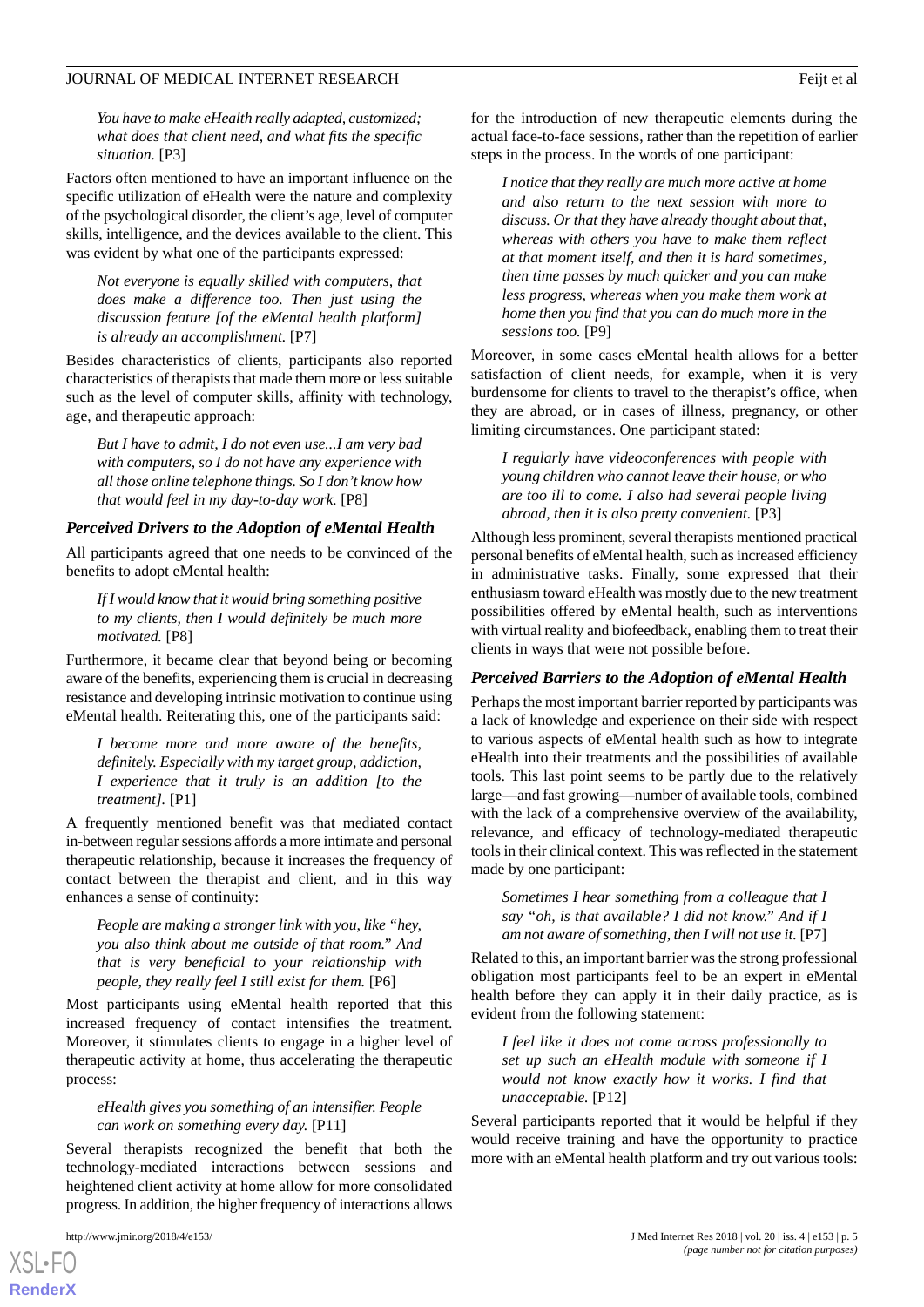*You have to make eHealth really adapted, customized; what does that client need, and what fits the specific situation.* [P3]

Factors often mentioned to have an important influence on the specific utilization of eHealth were the nature and complexity of the psychological disorder, the client's age, level of computer skills, intelligence, and the devices available to the client. This was evident by what one of the participants expressed:

*Not everyone is equally skilled with computers, that does make a difference too. Then just using the discussion feature [of the eMental health platform] is already an accomplishment.* [P7]

Besides characteristics of clients, participants also reported characteristics of therapists that made them more or less suitable such as the level of computer skills, affinity with technology, age, and therapeutic approach:

*But I have to admit, I do not even use...I am very bad with computers, so I do not have any experience with all those online telephone things. So I don't know how that would feel in my day-to-day work.* [P8]

### Perceived Drivers to the Adoption of eMental Health

All participants agreed that one needs to be convinced of the benefits to adopt eMental health:

*If I would know that it would bring something positive to my clients, then I would definitely be much more motivated.* [P8]

Furthermore, it became clear that beyond being or becoming aware of the benefits, experiencing them is crucial in decreasing resistance and developing intrinsic motivation to continue using eMental health. Reiterating this, one of the participants said:

*I become more and more aware of the benefits, definitely. Especially with my target group, addiction, I experience that it truly is an addition [to the treatment].* [P1]

A frequently mentioned benefit was that mediated contact in-between regular sessions affords a more intimate and personal therapeutic relationship, because it increases the frequency of contact between the therapist and client, and in this way enhances a sense of continuity:

*People are making a stronger link with you, like "hey, you also think about me outside of that room." And that is very beneficial to your relationship with people, they really feel I still exist for them.* [P6]

Most participants using eMental health reported that this increased frequency of contact intensifies the treatment. Moreover, it stimulates clients to engage in a higher level of therapeutic activity at home, thus accelerating the therapeutic process:

*eHealth gives you something of an intensifier. People can work on something every day.* [P11]

Several therapists recognized the benefit that both the technology-mediated interactions between sessions and heightened client activity at home allow for more consolidated progress. In addition, the higher frequency of interactions allows for the introduction of new therapeutic elements during the actual face-to-face sessions, rather than the repetition of earlier steps in the process. In the words of one participant:

*I notice that they really are much more active at home and also return to the next session with more to discuss. Or that they have already thought about that, whereas with others you have to make them reflect at that moment itself, and then it is hard sometimes, then time passes by much quicker and you can make less progress, whereas when you make them work at home then you find that you can do much more in the sessions too.* [P9]

Moreover, in some cases eMental health allows for a better satisfaction of client needs, for example, when it is very burdensome for clients to travel to the therapist's office, when they are abroad, or in cases of illness, pregnancy, or other limiting circumstances. One participant stated:

*I regularly have videoconferences with people with young children who cannot leave their house, or who are too ill to come. I also had several people living abroad, then it is also pretty convenient.* [P3]

Although less prominent, several therapists mentioned practical personal benefits of eMental health, such as increased efficiency in administrative tasks. Finally, some expressed that their enthusiasm toward eHealth was mostly due to the new treatment possibilities offered by eMental health, such as interventions with virtual reality and biofeedback, enabling them to treat their clients in ways that were not possible before.

### Perceived Barriers to the Adoption of eMental Health

Perhaps the most important barrier reported by participants was a lack of knowledge and experience on their side with respect to various aspects of eMental health such as how to integrate eHealth into their treatments and the possibilities of available tools. This last point seems to be partly due to the relatively large—and fast growing—number of available tools, combined with the lack of a comprehensive overview of the availability, relevance, and efficacy of technology-mediated therapeutic tools in their clinical context. This was reflected in the statement made by one participant:

*Sometimes I hear something from a colleague that I say "oh, is that available? I did not know." And if I am not aware of something, then I will not use it.* [P7]

Related to this, an important barrier was the strong professional obligation most participants feel to be an expert in eMental health before they can apply it in their daily practice, as is evident from the following statement:

*I feel like it does not come across professionally to set up such an eHealth module with someone if I would not know exactly how it works. I find that unacceptable.* [P12]

Several participants reported that it would be helpful if they would receive training and have the opportunity to practice more with an eMental health platform and try out various tools: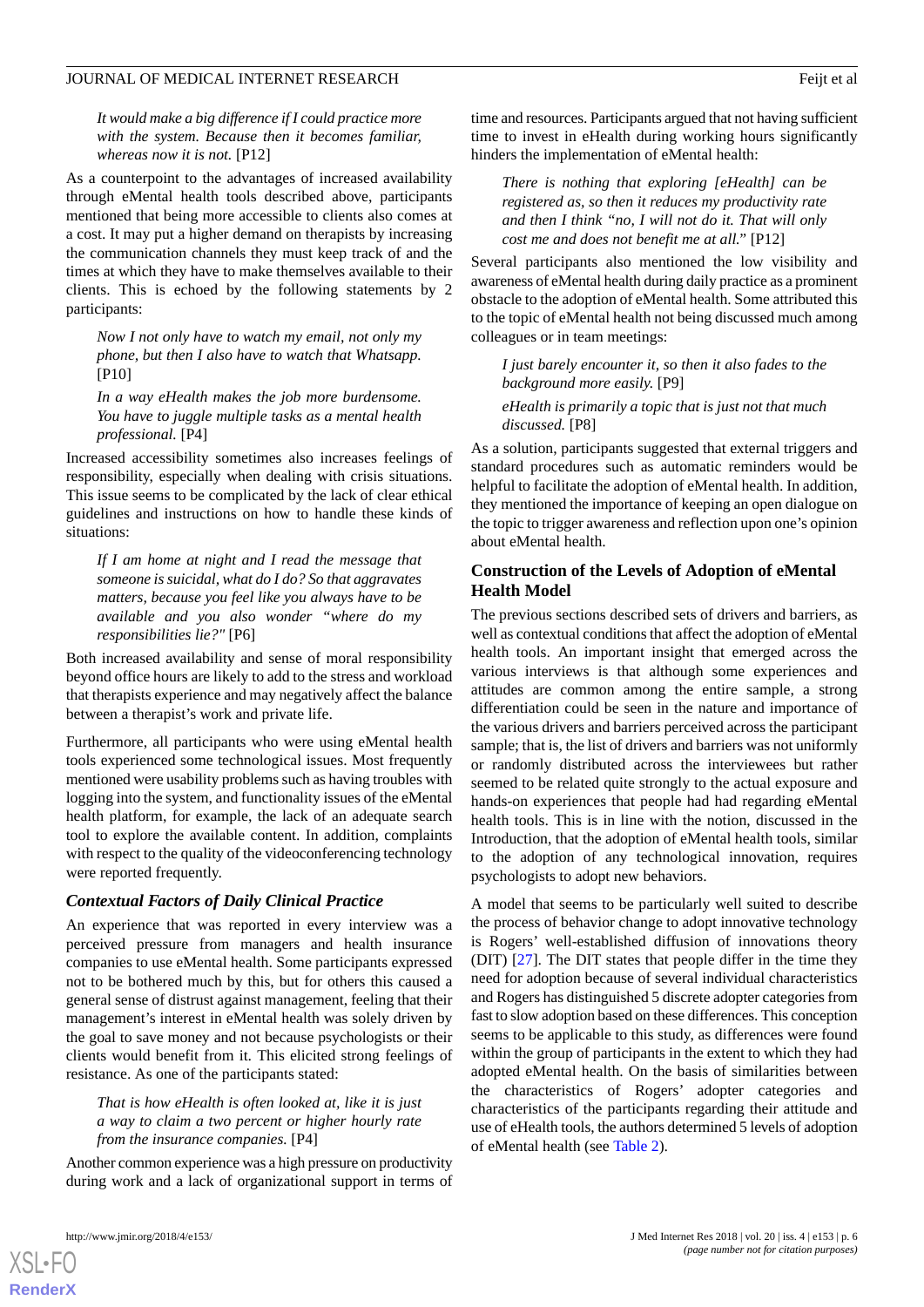> *It would make a big difference if I could practice more with the system. Because then it becomes familiar, whereas now it is not.* [P12]

As a counterpoint to the advantages of increased availability through eMental health tools described above, participants mentioned that being more accessible to clients also comes at a cost. It may put a higher demand on therapists by increasing the communication channels they must keep track of and the times at which they have to make themselves available to their clients. This is echoed by the following statements by 2 participants:

> *Now I not only have to watch my email, not only my phone, but then I also have to watch that Whatsapp.* [P10]

> *In a way eHealth makes the job more burdensome. You have to juggle multiple tasks as a mental health professional.* [P4]

Increased accessibility sometimes also increases feelings of responsibility, especially when dealing with crisis situations. This issue seems to be complicated by the lack of clear ethical guidelines and instructions on how to handle these kinds of situations:

> *If I am home at night and I read the message that someone is suicidal, what do I do? So that aggravates matters, because you feel like you always have to be available and you also wonder "where do my responsibilities lie?"* [P6]

Both increased availability and sense of moral responsibility beyond office hours are likely to add to the stress and workload that therapists experience and may negatively affect the balance between a therapist's work and private life.

Furthermore, all participants who were using eMental health tools experienced some technological issues. Most frequently mentioned were usability problems such as having troubles with logging into the system, and functionality issues of the eMental health platform, for example, the lack of an adequate search tool to explore the available content. In addition, complaints with respect to the quality of the videoconferencing technology were reported frequently.

### *Contextual Factors of Daily Clinical Practice*

An experience that was reported in every interview was a perceived pressure from managers and health insurance companies to use eMental health. Some participants expressed not to be bothered much by this, but for others this caused a general sense of distrust against management, feeling that their management's interest in eMental health was solely driven by the goal to save money and not because psychologists or their clients would benefit from it. This elicited strong feelings of resistance. As one of the participants stated:

> *That is how eHealth is often looked at, like it is just a way to claim a two percent or higher hourly rate from the insurance companies.* [P4]

Another common experience was a high pressure on productivity during work and a lack of organizational support in terms of time and resources. Participants argued that not having sufficient time to invest in eHealth during working hours significantly hinders the implementation of eMental health:

> *There is nothing that exploring [eHealth] can be registered as, so then it reduces my productivity rate and then I think "no, I will not do it. That will only cost me and does not benefit me at all."* [P12]

Several participants also mentioned the low visibility and awareness of eMental health during daily practice as a prominent obstacle to the adoption of eMental health. Some attributed this to the topic of eMental health not being discussed much among colleagues or in team meetings:

> *I just barely encounter it, so then it also fades to the background more easily.* [P9]

> *eHealth is primarily a topic that is just not that much discussed.* [P8]

As a solution, participants suggested that external triggers and standard procedures such as automatic reminders would be helpful to facilitate the adoption of eMental health. In addition, they mentioned the importance of keeping an open dialogue on the topic to trigger awareness and reflection upon one's opinion about eMental health.

### Construction of the Levels of Adoption of eMental Health Model

The previous sections described sets of drivers and barriers, as well as contextual conditions that affect the adoption of eMental health tools. An important insight that emerged across the various interviews is that although some experiences and attitudes are common among the entire sample, a strong differentiation could be seen in the nature and importance of the various drivers and barriers perceived across the participant sample; that is, the list of drivers and barriers was not uniformly or randomly distributed across the interviewees but rather seemed to be related quite strongly to the actual exposure and hands-on experiences that people had had regarding eMental health tools. This is in line with the notion, discussed in the Introduction, that the adoption of eMental health tools, similar to the adoption of any technological innovation, requires psychologists to adopt new behaviors.

A model that seems to be particularly well suited to describe the process of behavior change to adopt innovative technology is Rogers' well-established diffusion of innovations theory (DIT) [27]. The DIT states that people differ in the time they need for adoption because of several individual characteristics and Rogers has distinguished 5 discrete adopter categories from fast to slow adoption based on these differences. This conception seems to be applicable to this study, as differences were found within the group of participants in the extent to which they had adopted eMental health. On the basis of similarities between the characteristics of Rogers' adopter categories and characteristics of the participants regarding their attitude and use of eHealth tools, the authors determined 5 levels of adoption of eMental health (see Table 2).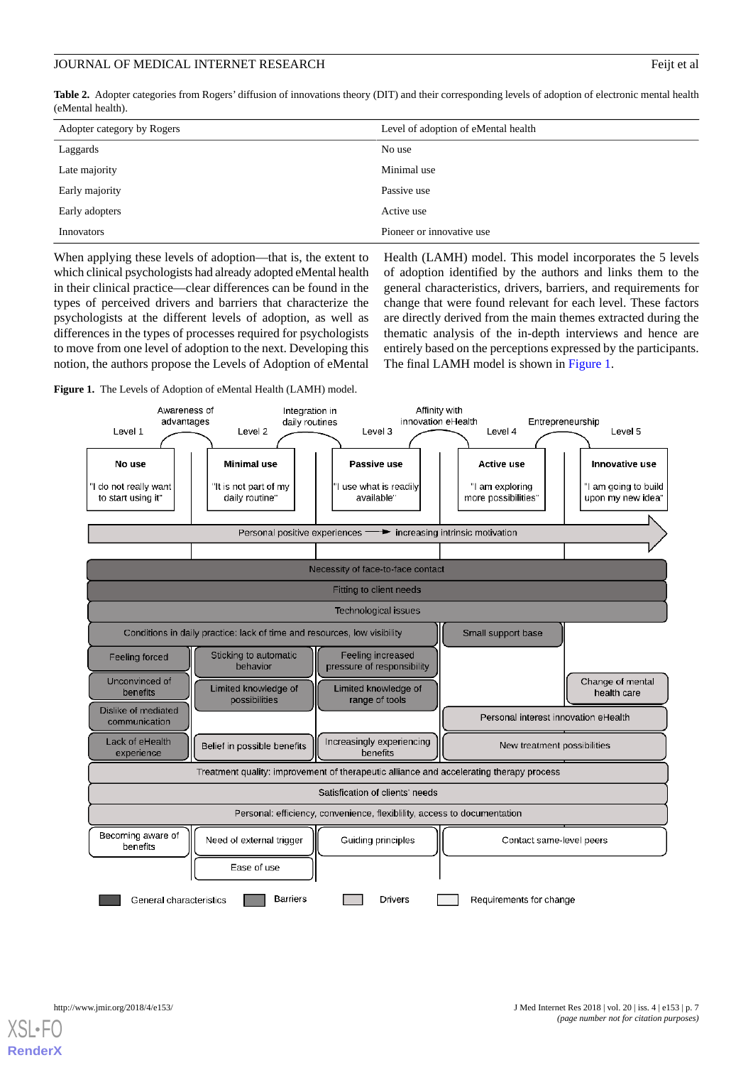**Table 2.** Adopter categories from Rogers' diffusion of innovations theory (DIT) and their corresponding levels of adoption of electronic mental health (eMental health).

| Adopter category by Rogers | Level of adoption of eMental health |
|---|---|
| Laggards | No use |
| Late majority | Minimal use |
| Early majority | Passive use |
| Early adopters | Active use |
| Innovators | Pioneer or innovative use |

When applying these levels of adoption—that is, the extent to which clinical psychologists had already adopted eMental health in their clinical practice—clear differences can be found in the types of perceived drivers and barriers that characterize the psychologists at the different levels of adoption, as well as differences in the types of processes required for psychologists to move from one level of adoption to the next. Developing this notion, the authors propose the Levels of Adoption of eMental Health (LAMH) model. This model incorporates the 5 levels of adoption identified by the authors and links them to the general characteristics, drivers, barriers, and requirements for change that were found relevant for each level. These factors are directly derived from the main themes extracted during the thematic analysis of the in-depth interviews and hence are entirely based on the perceptions expressed by the participants. The final LAMH model is shown in Figure 1.

**Figure 1.** The Levels of Adoption of eMental Health (LAMH) model.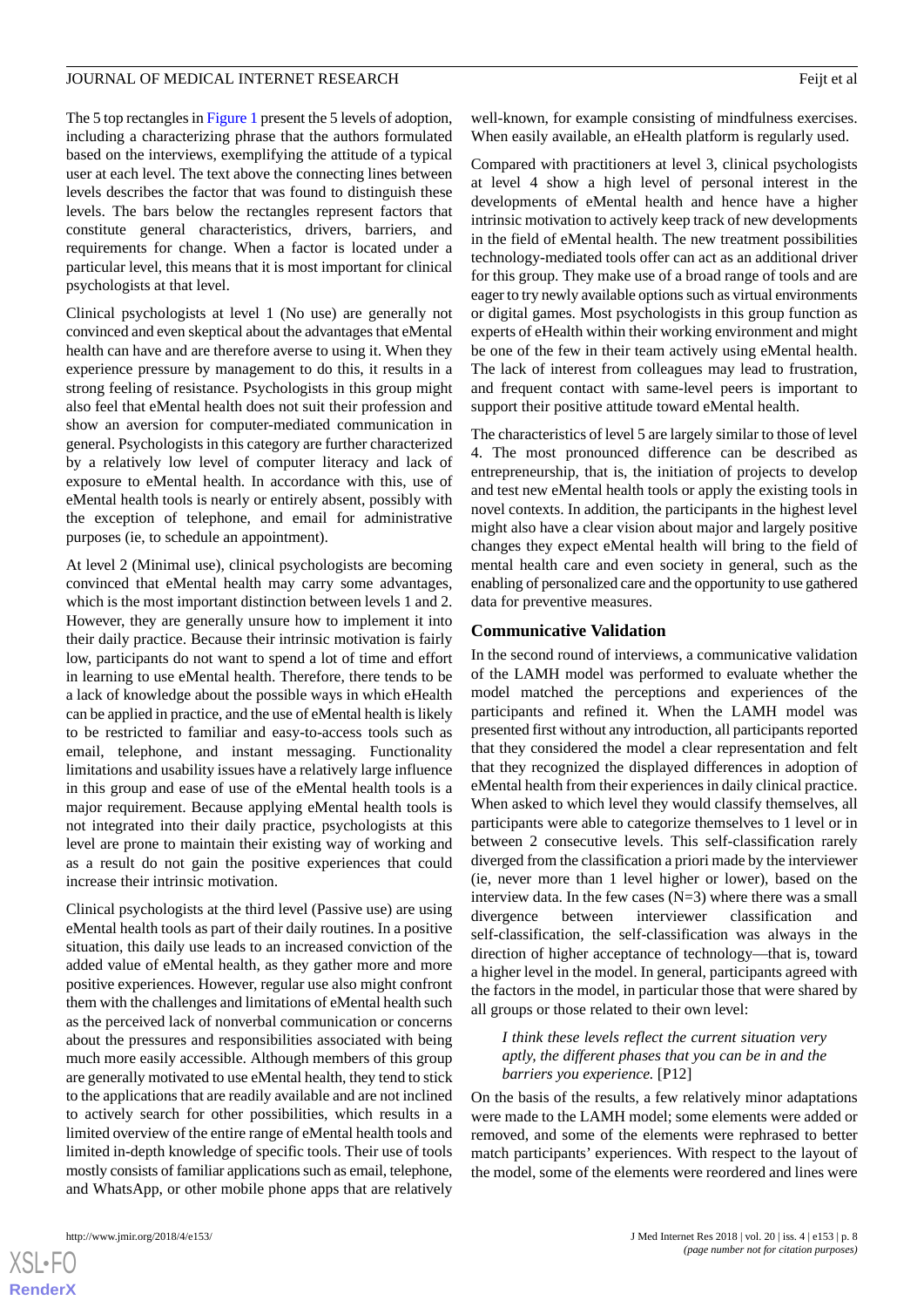The 5 top rectangles in Figure 1 present the 5 levels of adoption, including a characterizing phrase that the authors formulated based on the interviews, exemplifying the attitude of a typical user at each level. The text above the connecting lines between levels describes the factor that was found to distinguish these levels. The bars below the rectangles represent factors that constitute general characteristics, drivers, barriers, and requirements for change. When a factor is located under a particular level, this means that it is most important for clinical psychologists at that level.

Clinical psychologists at level 1 (No use) are generally not convinced and even skeptical about the advantages that eMental health can have and are therefore averse to using it. When they experience pressure by management to do this, it results in a strong feeling of resistance. Psychologists in this group might also feel that eMental health does not suit their profession and show an aversion for computer-mediated communication in general. Psychologists in this category are further characterized by a relatively low level of computer literacy and lack of exposure to eMental health. In accordance with this, use of eMental health tools is nearly or entirely absent, possibly with the exception of telephone, and email for administrative purposes (ie, to schedule an appointment).

At level 2 (Minimal use), clinical psychologists are becoming convinced that eMental health may carry some advantages, which is the most important distinction between levels 1 and 2. However, they are generally unsure how to implement it into their daily practice. Because their intrinsic motivation is fairly low, participants do not want to spend a lot of time and effort in learning to use eMental health. Therefore, there tends to be a lack of knowledge about the possible ways in which eHealth can be applied in practice, and the use of eMental health is likely to be restricted to familiar and easy-to-access tools such as email, telephone, and instant messaging. Functionality limitations and usability issues have a relatively large influence in this group and ease of use of the eMental health tools is a major requirement. Because applying eMental health tools is not integrated into their daily practice, psychologists at this level are prone to maintain their existing way of working and as a result do not gain the positive experiences that could increase their intrinsic motivation.

Clinical psychologists at the third level (Passive use) are using eMental health tools as part of their daily routines. In a positive situation, this daily use leads to an increased conviction of the added value of eMental health, as they gather more and more positive experiences. However, regular use also might confront them with the challenges and limitations of eMental health such as the perceived lack of nonverbal communication or concerns about the pressures and responsibilities associated with being much more easily accessible. Although members of this group are generally motivated to use eMental health, they tend to stick to the applications that are readily available and are not inclined to actively search for other possibilities, which results in a limited overview of the entire range of eMental health tools and limited in-depth knowledge of specific tools. Their use of tools mostly consists of familiar applications such as email, telephone, and WhatsApp, or other mobile phone apps that are relatively well-known, for example consisting of mindfulness exercises. When easily available, an eHealth platform is regularly used.

Compared with practitioners at level 3, clinical psychologists at level 4 show a high level of personal interest in the developments of eMental health and hence have a higher intrinsic motivation to actively keep track of new developments in the field of eMental health. The new treatment possibilities technology-mediated tools offer can act as an additional driver for this group. They make use of a broad range of tools and are eager to try newly available options such as virtual environments or digital games. Most psychologists in this group function as experts of eHealth within their working environment and might be one of the few in their team actively using eMental health. The lack of interest from colleagues may lead to frustration, and frequent contact with same-level peers is important to support their positive attitude toward eMental health.

The characteristics of level 5 are largely similar to those of level 4. The most pronounced difference can be described as entrepreneurship, that is, the initiation of projects to develop and test new eMental health tools or apply the existing tools in novel contexts. In addition, the participants in the highest level might also have a clear vision about major and largely positive changes they expect eMental health will bring to the field of mental health care and even society in general, such as the enabling of personalized care and the opportunity to use gathered data for preventive measures.

### Communicative Validation

In the second round of interviews, a communicative validation of the LAMH model was performed to evaluate whether the model matched the perceptions and experiences of the participants and refined it. When the LAMH model was presented first without any introduction, all participants reported that they considered the model a clear representation and felt that they recognized the displayed differences in adoption of eMental health from their experiences in daily clinical practice. When asked to which level they would classify themselves, all participants were able to categorize themselves to 1 level or in between 2 consecutive levels. This self-classification rarely diverged from the classification a priori made by the interviewer (ie, never more than 1 level higher or lower), based on the interview data. In the few cases (N=3) where there was a small divergence between interviewer classification and self-classification, the self-classification was always in the direction of higher acceptance of technology—that is, toward a higher level in the model. In general, participants agreed with the factors in the model, in particular those that were shared by all groups or those related to their own level:

> *I think these levels reflect the current situation very aptly, the different phases that you can be in and the barriers you experience.* [P12]

On the basis of the results, a few relatively minor adaptations were made to the LAMH model; some elements were added or removed, and some of the elements were rephrased to better match participants' experiences. With respect to the layout of the model, some of the elements were reordered and lines were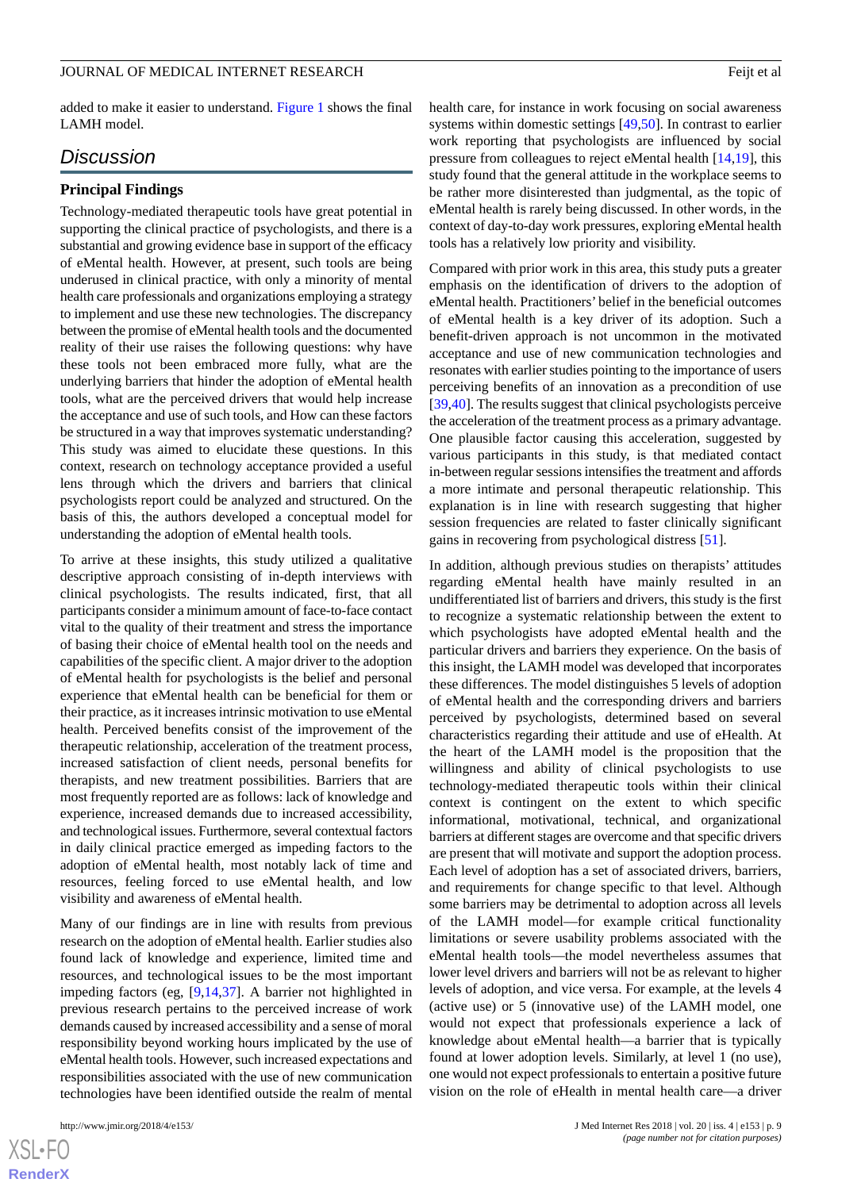added to make it easier to understand. Figure 1 shows the final LAMH model.

## Discussion

### Principal Findings

Technology-mediated therapeutic tools have great potential in supporting the clinical practice of psychologists, and there is a substantial and growing evidence base in support of the efficacy of eMental health. However, at present, such tools are being underused in clinical practice, with only a minority of mental health care professionals and organizations employing a strategy to implement and use these new technologies. The discrepancy between the promise of eMental health tools and the documented reality of their use raises the following questions: why have these tools not been embraced more fully, what are the underlying barriers that hinder the adoption of eMental health tools, what are the perceived drivers that would help increase the acceptance and use of such tools, and How can these factors be structured in a way that improves systematic understanding? This study was aimed to elucidate these questions. In this context, research on technology acceptance provided a useful lens through which the drivers and barriers that clinical psychologists report could be analyzed and structured. On the basis of this, the authors developed a conceptual model for understanding the adoption of eMental health tools.

To arrive at these insights, this study utilized a qualitative descriptive approach consisting of in-depth interviews with clinical psychologists. The results indicated, first, that all participants consider a minimum amount of face-to-face contact vital to the quality of their treatment and stress the importance of basing their choice of eMental health tool on the needs and capabilities of the specific client. A major driver to the adoption of eMental health for psychologists is the belief and personal experience that eMental health can be beneficial for them or their practice, as it increases intrinsic motivation to use eMental health. Perceived benefits consist of the improvement of the therapeutic relationship, acceleration of the treatment process, increased satisfaction of client needs, personal benefits for therapists, and new treatment possibilities. Barriers that are most frequently reported are as follows: lack of knowledge and experience, increased demands due to increased accessibility, and technological issues. Furthermore, several contextual factors in daily clinical practice emerged as impeding factors to the adoption of eMental health, most notably lack of time and resources, feeling forced to use eMental health, and low visibility and awareness of eMental health.

Many of our findings are in line with results from previous research on the adoption of eMental health. Earlier studies also found lack of knowledge and experience, limited time and resources, and technological issues to be the most important impeding factors (eg, [9,14,37]. A barrier not highlighted in previous research pertains to the perceived increase of work demands caused by increased accessibility and a sense of moral responsibility beyond working hours implicated by the use of eMental health tools. However, such increased expectations and responsibilities associated with the use of new communication technologies have been identified outside the realm of mental health care, for instance in work focusing on social awareness systems within domestic settings [49,50]. In contrast to earlier work reporting that psychologists are influenced by social pressure from colleagues to reject eMental health [14,19], this study found that the general attitude in the workplace seems to be rather more disinterested than judgmental, as the topic of eMental health is rarely being discussed. In other words, in the context of day-to-day work pressures, exploring eMental health tools has a relatively low priority and visibility.

Compared with prior work in this area, this study puts a greater emphasis on the identification of drivers to the adoption of eMental health. Practitioners' belief in the beneficial outcomes of eMental health is a key driver of its adoption. Such a benefit-driven approach is not uncommon in the motivated acceptance and use of new communication technologies and resonates with earlier studies pointing to the importance of users perceiving benefits of an innovation as a precondition of use [39,40]. The results suggest that clinical psychologists perceive the acceleration of the treatment process as a primary advantage. One plausible factor causing this acceleration, suggested by various participants in this study, is that mediated contact in-between regular sessions intensifies the treatment and affords a more intimate and personal therapeutic relationship. This explanation is in line with research suggesting that higher session frequencies are related to faster clinically significant gains in recovering from psychological distress [51].

In addition, although previous studies on therapists' attitudes regarding eMental health have mainly resulted in an undifferentiated list of barriers and drivers, this study is the first to recognize a systematic relationship between the extent to which psychologists have adopted eMental health and the particular drivers and barriers they experience. On the basis of this insight, the LAMH model was developed that incorporates these differences. The model distinguishes 5 levels of adoption of eMental health and the corresponding drivers and barriers perceived by psychologists, determined based on several characteristics regarding their attitude and use of eHealth. At the heart of the LAMH model is the proposition that the willingness and ability of clinical psychologists to use technology-mediated therapeutic tools within their clinical context is contingent on the extent to which specific informational, motivational, technical, and organizational barriers at different stages are overcome and that specific drivers are present that will motivate and support the adoption process. Each level of adoption has a set of associated drivers, barriers, and requirements for change specific to that level. Although some barriers may be detrimental to adoption across all levels of the LAMH model—for example critical functionality limitations or severe usability problems associated with the eMental health tools—the model nevertheless assumes that lower level drivers and barriers will not be as relevant to higher levels of adoption, and vice versa. For example, at the levels 4 (active use) or 5 (innovative use) of the LAMH model, one would not expect that professionals experience a lack of knowledge about eMental health—a barrier that is typically found at lower adoption levels. Similarly, at level 1 (no use), one would not expect professionals to entertain a positive future vision on the role of eHealth in mental health care—a driver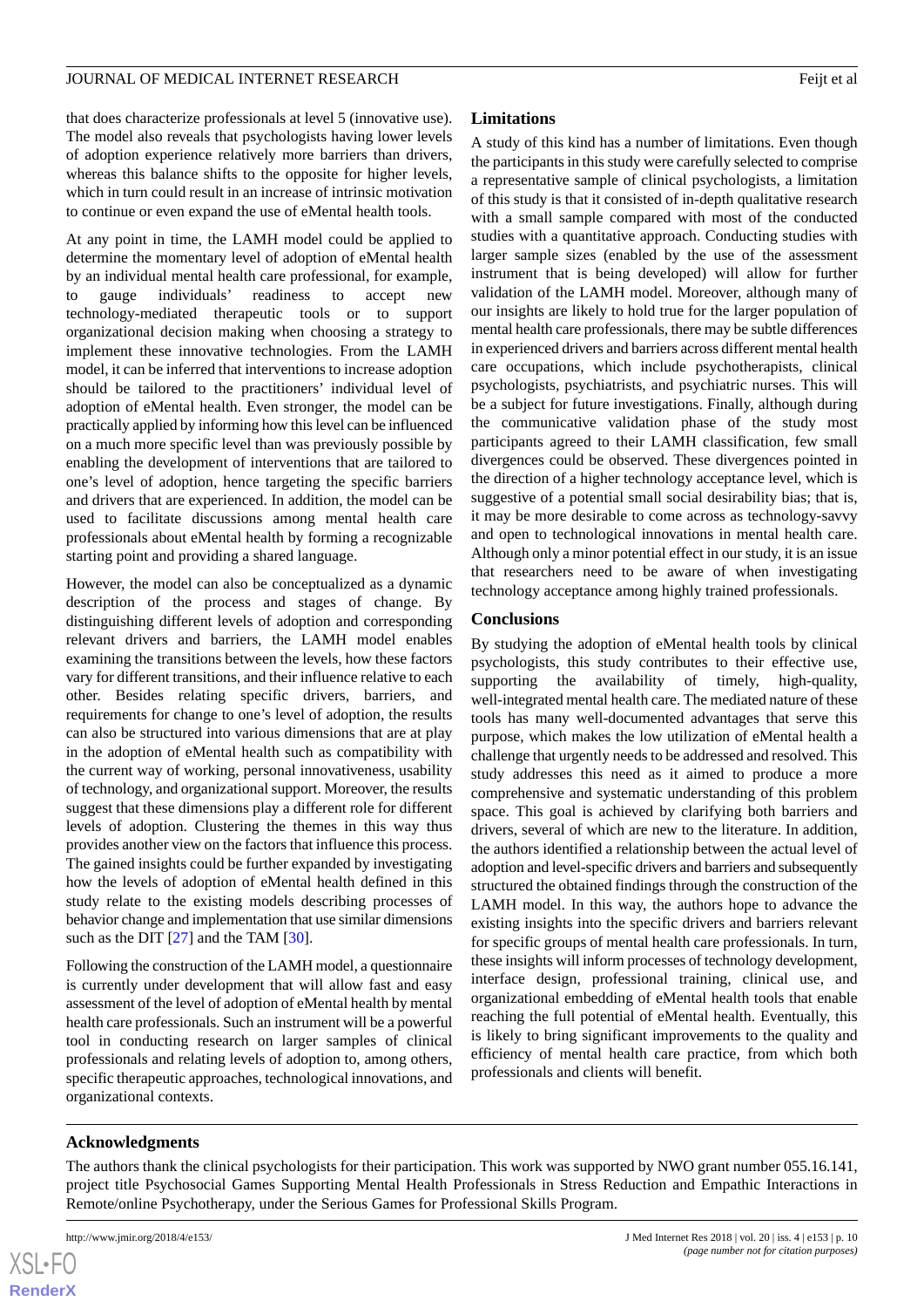that does characterize professionals at level 5 (innovative use). The model also reveals that psychologists having lower levels of adoption experience relatively more barriers than drivers, whereas this balance shifts to the opposite for higher levels, which in turn could result in an increase of intrinsic motivation to continue or even expand the use of eMental health tools.

At any point in time, the LAMH model could be applied to determine the momentary level of adoption of eMental health by an individual mental health care professional, for example, to gauge individuals' readiness to accept new technology-mediated therapeutic tools or to support organizational decision making when choosing a strategy to implement these innovative technologies. From the LAMH model, it can be inferred that interventions to increase adoption should be tailored to the practitioners' individual level of adoption of eMental health. Even stronger, the model can be practically applied by informing how this level can be influenced on a much more specific level than was previously possible by enabling the development of interventions that are tailored to one's level of adoption, hence targeting the specific barriers and drivers that are experienced. In addition, the model can be used to facilitate discussions among mental health care professionals about eMental health by forming a recognizable starting point and providing a shared language.

However, the model can also be conceptualized as a dynamic description of the process and stages of change. By distinguishing different levels of adoption and corresponding relevant drivers and barriers, the LAMH model enables examining the transitions between the levels, how these factors vary for different transitions, and their influence relative to each other. Besides relating specific drivers, barriers, and requirements for change to one's level of adoption, the results can also be structured into various dimensions that are at play in the adoption of eMental health such as compatibility with the current way of working, personal innovativeness, usability of technology, and organizational support. Moreover, the results suggest that these dimensions play a different role for different levels of adoption. Clustering the themes in this way thus provides another view on the factors that influence this process. The gained insights could be further expanded by investigating how the levels of adoption of eMental health defined in this study relate to the existing models describing processes of behavior change and implementation that use similar dimensions such as the DIT [27] and the TAM [30].

Following the construction of the LAMH model, a questionnaire is currently under development that will allow fast and easy assessment of the level of adoption of eMental health by mental health care professionals. Such an instrument will be a powerful tool in conducting research on larger samples of clinical professionals and relating levels of adoption to, among others, specific therapeutic approaches, technological innovations, and organizational contexts.

## Limitations

A study of this kind has a number of limitations. Even though the participants in this study were carefully selected to comprise a representative sample of clinical psychologists, a limitation of this study is that it consisted of in-depth qualitative research with a small sample compared with most of the conducted studies with a quantitative approach. Conducting studies with larger sample sizes (enabled by the use of the assessment instrument that is being developed) will allow for further validation of the LAMH model. Moreover, although many of our insights are likely to hold true for the larger population of mental health care professionals, there may be subtle differences in experienced drivers and barriers across different mental health care occupations, which include psychotherapists, clinical psychologists, psychiatrists, and psychiatric nurses. This will be a subject for future investigations. Finally, although during the communicative validation phase of the study most participants agreed to their LAMH classification, few small divergences could be observed. These divergences pointed in the direction of a higher technology acceptance level, which is suggestive of a potential small social desirability bias; that is, it may be more desirable to come across as technology-savvy and open to technological innovations in mental health care. Although only a minor potential effect in our study, it is an issue that researchers need to be aware of when investigating technology acceptance among highly trained professionals.

## Conclusions

By studying the adoption of eMental health tools by clinical psychologists, this study contributes to their effective use, supporting the availability of timely, high-quality, well-integrated mental health care. The mediated nature of these tools has many well-documented advantages that serve this purpose, which makes the low utilization of eMental health a challenge that urgently needs to be addressed and resolved. This study addresses this need as it aimed to produce a more comprehensive and systematic understanding of this problem space. This goal is achieved by clarifying both barriers and drivers, several of which are new to the literature. In addition, the authors identified a relationship between the actual level of adoption and level-specific drivers and barriers and subsequently structured the obtained findings through the construction of the LAMH model. In this way, the authors hope to advance the existing insights into the specific drivers and barriers relevant for specific groups of mental health care professionals. In turn, these insights will inform processes of technology development, interface design, professional training, clinical use, and organizational embedding of eMental health tools that enable reaching the full potential of eMental health. Eventually, this is likely to bring significant improvements to the quality and efficiency of mental health care practice, from which both professionals and clients will benefit.

## Acknowledgments

The authors thank the clinical psychologists for their participation. This work was supported by NWO grant number 055.16.141, project title Psychosocial Games Supporting Mental Health Professionals in Stress Reduction and Empathic Interactions in Remote/online Psychotherapy, under the Serious Games for Professional Skills Program.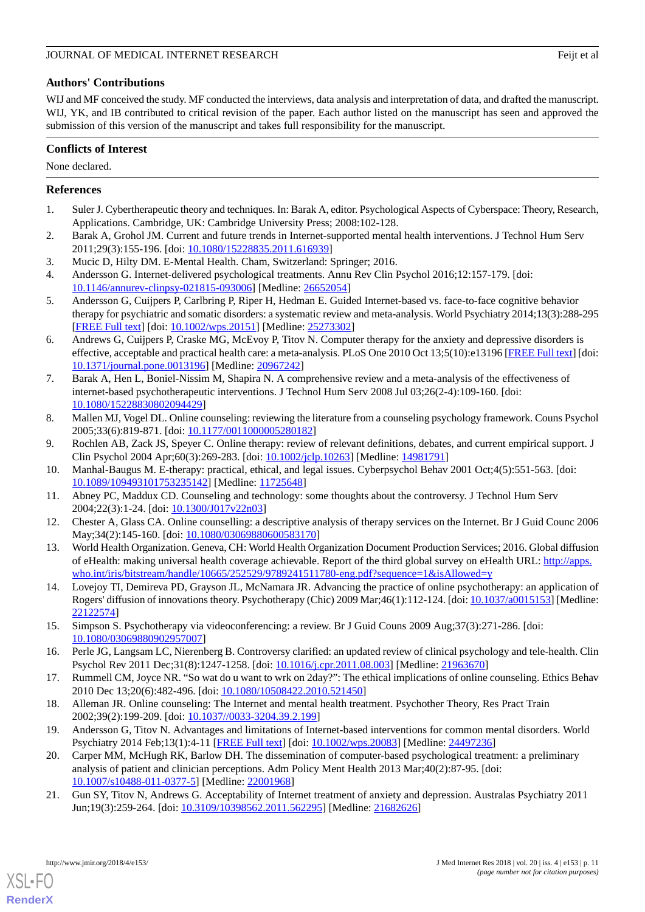## Authors' Contributions

WIJ and MF conceived the study. MF conducted the interviews, data analysis and interpretation of data, and drafted the manuscript. WIJ, YK, and IB contributed to critical revision of the paper. Each author listed on the manuscript has seen and approved the submission of this version of the manuscript and takes full responsibility for the manuscript.

## Conflicts of Interest

None declared.

## References

1. Suler J. Cybertherapeutic theory and techniques. In: Barak A, editor. Psychological Aspects of Cyberspace: Theory, Research, Applications. Cambridge, UK: Cambridge University Press; 2008:102-128.
2. Barak A, Grohol JM. Current and future trends in Internet-supported mental health interventions. J Technol Hum Serv 2011;29(3):155-196. [doi: 10.1080/15228835.2011.616939]
3. Mucic D, Hilty DM. E-Mental Health. Cham, Switzerland: Springer; 2016.
4. Andersson G. Internet-delivered psychological treatments. Annu Rev Clin Psychol 2016;12:157-179. [doi: 10.1146/annurev-clinpsy-021815-093006] [Medline: 26652054]
5. Andersson G, Cuijpers P, Carlbring P, Riper H, Hedman E. Guided Internet-based vs. face-to-face cognitive behavior therapy for psychiatric and somatic disorders: a systematic review and meta-analysis. World Psychiatry 2014;13(3):288-295 [FREE Full text] [doi: 10.1002/wps.20151] [Medline: 25273302]
6. Andrews G, Cuijpers P, Craske MG, McEvoy P, Titov N. Computer therapy for the anxiety and depressive disorders is effective, acceptable and practical health care: a meta-analysis. PLoS One 2010 Oct 13;5(10):e13196 [FREE Full text] [doi: 10.1371/journal.pone.0013196] [Medline: 20967242]
7. Barak A, Hen L, Boniel-Nissim M, Shapira N. A comprehensive review and a meta-analysis of the effectiveness of internet-based psychotherapeutic interventions. J Technol Hum Serv 2008 Jul 03;26(2-4):109-160. [doi: 10.1080/15228830802094429]
8. Mallen MJ, Vogel DL. Online counseling: reviewing the literature from a counseling psychology framework. Couns Psychol 2005;33(6):819-871. [doi: 10.1177/0011000005280182]
9. Rochlen AB, Zack JS, Speyer C. Online therapy: review of relevant definitions, debates, and current empirical support. J Clin Psychol 2004 Apr;60(3):269-283. [doi: 10.1002/jclp.10263] [Medline: 14981791]
10. Manhal-Baugus M. E-therapy: practical, ethical, and legal issues. Cyberpsychol Behav 2001 Oct;4(5):551-563. [doi: 10.1089/109493101753235142] [Medline: 11725648]
11. Abney PC, Maddux CD. Counseling and technology: some thoughts about the controversy. J Technol Hum Serv 2004;22(3):1-24. [doi: 10.1300/J017v22n03]
12. Chester A, Glass CA. Online counselling: a descriptive analysis of therapy services on the Internet. Br J Guid Counc 2006 May;34(2):145-160. [doi: 10.1080/03069880600583170]
13. World Health Organization. Geneva, CH: World Health Organization Document Production Services; 2016. Global diffusion of eHealth: making universal health coverage achievable. Report of the third global survey on eHealth URL: http://apps.who.int/iris/bitstream/handle/10665/252529/9789241511780-eng.pdf?sequence=1&isAllowed=y
14. Lovejoy TI, Demireva PD, Grayson JL, McNamara JR. Advancing the practice of online psychotherapy: an application of Rogers' diffusion of innovations theory. Psychotherapy (Chic) 2009 Mar;46(1):112-124. [doi: 10.1037/a0015153] [Medline: 22122574]
15. Simpson S. Psychotherapy via videoconferencing: a review. Br J Guid Couns 2009 Aug;37(3):271-286. [doi: 10.1080/03069880902957007]
16. Perle JG, Langsam LC, Nierenberg B. Controversy clarified: an updated review of clinical psychology and tele-health. Clin Psychol Rev 2011 Dec;31(8):1247-1258. [doi: 10.1016/j.cpr.2011.08.003] [Medline: 21963670]
17. Rummell CM, Joyce NR. "So wat do u want to wrk on 2day?": The ethical implications of online counseling. Ethics Behav 2010 Dec 13;20(6):482-496. [doi: 10.1080/10508422.2010.521450]
18. Alleman JR. Online counseling: The Internet and mental health treatment. Psychother Theory, Res Pract Train 2002;39(2):199-209. [doi: 10.1037//0033-3204.39.2.199]
19. Andersson G, Titov N. Advantages and limitations of Internet-based interventions for common mental disorders. World Psychiatry 2014 Feb;13(1):4-11 [FREE Full text] [doi: 10.1002/wps.20083] [Medline: 24497236]
20. Carper MM, McHugh RK, Barlow DH. The dissemination of computer-based psychological treatment: a preliminary analysis of patient and clinician perceptions. Adm Policy Ment Health 2013 Mar;40(2):87-95. [doi: 10.1007/s10488-011-0377-5] [Medline: 22001968]
21. Gun SY, Titov N, Andrews G. Acceptability of Internet treatment of anxiety and depression. Australas Psychiatry 2011 Jun;19(3):259-264. [doi: 10.3109/10398562.2011.562295] [Medline: 21682626]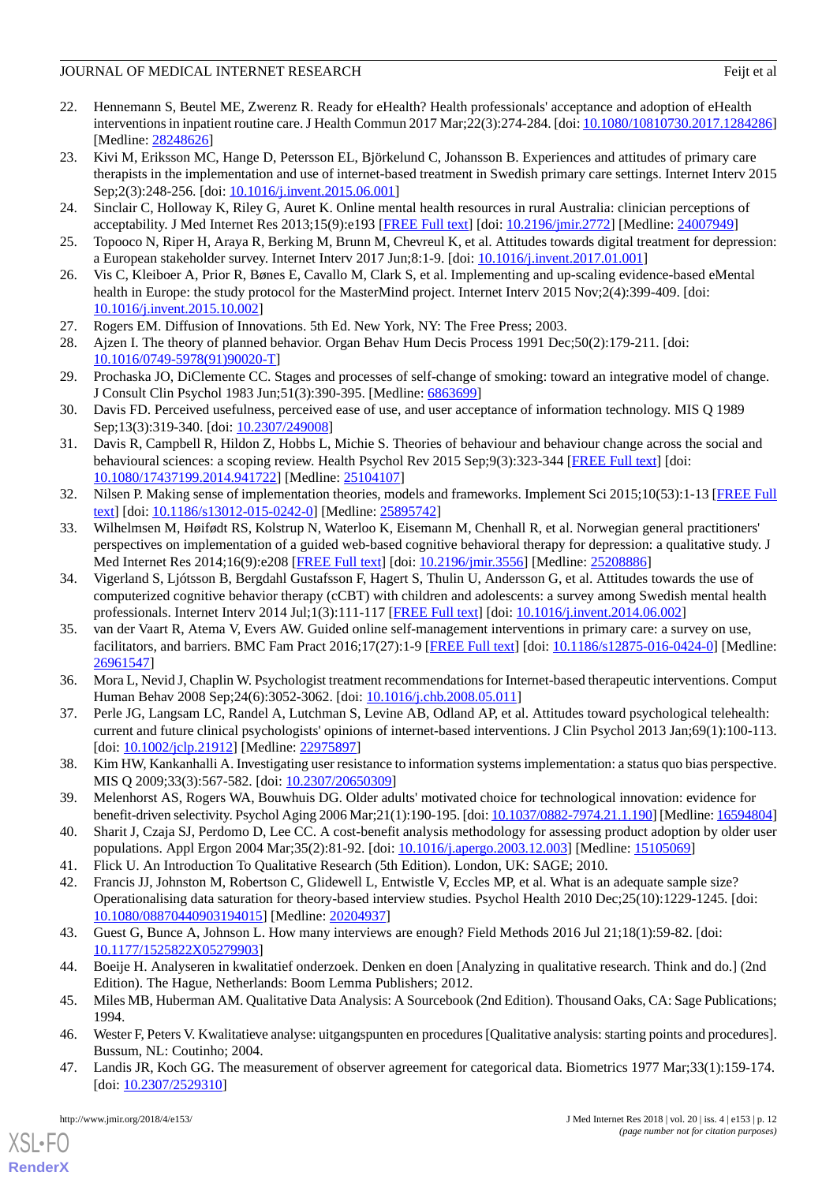22. Hennemann S, Beutel ME, Zwerenz R. Ready for eHealth? Health professionals' acceptance and adoption of eHealth interventions in inpatient routine care. J Health Commun 2017 Mar;22(3):274-284. [doi: 10.1080/10810730.2017.1284286] [Medline: 28248626]
23. Kivi M, Eriksson MC, Hange D, Petersson EL, Björkelund C, Johansson B. Experiences and attitudes of primary care therapists in the implementation and use of internet-based treatment in Swedish primary care settings. Internet Interv 2015 Sep;2(3):248-256. [doi: 10.1016/j.invent.2015.06.001]
24. Sinclair C, Holloway K, Riley G, Auret K. Online mental health resources in rural Australia: clinician perceptions of acceptability. J Med Internet Res 2013;15(9):e193 [FREE Full text] [doi: 10.2196/jmir.2772] [Medline: 24007949]
25. Topooco N, Riper H, Araya R, Berking M, Brunn M, Chevreul K, et al. Attitudes towards digital treatment for depression: a European stakeholder survey. Internet Interv 2017 Jun;8:1-9. [doi: 10.1016/j.invent.2017.01.001]
26. Vis C, Kleiboer A, Prior R, Bønes E, Cavallo M, Clark S, et al. Implementing and up-scaling evidence-based eMental health in Europe: the study protocol for the MasterMind project. Internet Interv 2015 Nov;2(4):399-409. [doi: 10.1016/j.invent.2015.10.002]
27. Rogers EM. Diffusion of Innovations. 5th Ed. New York, NY: The Free Press; 2003.
28. Ajzen I. The theory of planned behavior. Organ Behav Hum Decis Process 1991 Dec;50(2):179-211. [doi: 10.1016/0749-5978(91)90020-T]
29. Prochaska JO, DiClemente CC. Stages and processes of self-change of smoking: toward an integrative model of change. J Consult Clin Psychol 1983 Jun;51(3):390-395. [Medline: 6863699]
30. Davis FD. Perceived usefulness, perceived ease of use, and user acceptance of information technology. MIS Q 1989 Sep;13(3):319-340. [doi: 10.2307/249008]
31. Davis R, Campbell R, Hildon Z, Hobbs L, Michie S. Theories of behaviour and behaviour change across the social and behavioural sciences: a scoping review. Health Psychol Rev 2015 Sep;9(3):323-344 [FREE Full text] [doi: 10.1080/17437199.2014.941722] [Medline: 25104107]
32. Nilsen P. Making sense of implementation theories, models and frameworks. Implement Sci 2015;10(53):1-13 [FREE Full text] [doi: 10.1186/s13012-015-0242-0] [Medline: 25895742]
33. Wilhelmsen M, Høifødt RS, Kolstrup N, Waterloo K, Eisemann M, Chenhall R, et al. Norwegian general practitioners' perspectives on implementation of a guided web-based cognitive behavioral therapy for depression: a qualitative study. J Med Internet Res 2014;16(9):e208 [FREE Full text] [doi: 10.2196/jmir.3556] [Medline: 25208886]
34. Vigerland S, Ljótsson B, Bergdahl Gustafsson F, Hagert S, Thulin U, Andersson G, et al. Attitudes towards the use of computerized cognitive behavior therapy (cCBT) with children and adolescents: a survey among Swedish mental health professionals. Internet Interv 2014 Jul;1(3):111-117 [FREE Full text] [doi: 10.1016/j.invent.2014.06.002]
35. van der Vaart R, Atema V, Evers AW. Guided online self-management interventions in primary care: a survey on use, facilitators, and barriers. BMC Fam Pract 2016;17(27):1-9 [FREE Full text] [doi: 10.1186/s12875-016-0424-0] [Medline: 26961547]
36. Mora L, Nevid J, Chaplin W. Psychologist treatment recommendations for Internet-based therapeutic interventions. Comput Human Behav 2008 Sep;24(6):3052-3062. [doi: 10.1016/j.chb.2008.05.011]
37. Perle JG, Langsam LC, Randel A, Lutchman S, Levine AB, Odland AP, et al. Attitudes toward psychological telehealth: current and future clinical psychologists' opinions of internet-based interventions. J Clin Psychol 2013 Jan;69(1):100-113. [doi: 10.1002/jclp.21912] [Medline: 22975897]
38. Kim HW, Kankanhalli A. Investigating user resistance to information systems implementation: a status quo bias perspective. MIS Q 2009;33(3):567-582. [doi: 10.2307/20650309]
39. Melenhorst AS, Rogers WA, Bouwhuis DG. Older adults' motivated choice for technological innovation: evidence for benefit-driven selectivity. Psychol Aging 2006 Mar;21(1):190-195. [doi: 10.1037/0882-7974.21.1.190] [Medline: 16594804]
40. Sharit J, Czaja SJ, Perdomo D, Lee CC. A cost-benefit analysis methodology for assessing product adoption by older user populations. Appl Ergon 2004 Mar;35(2):81-92. [doi: 10.1016/j.apergo.2003.12.003] [Medline: 15105069]
41. Flick U. An Introduction To Qualitative Research (5th Edition). London, UK: SAGE; 2010.
42. Francis JJ, Johnston M, Robertson C, Glidewell L, Entwistle V, Eccles MP, et al. What is an adequate sample size? Operationalising data saturation for theory-based interview studies. Psychol Health 2010 Dec;25(10):1229-1245. [doi: 10.1080/08870440903194015] [Medline: 20204937]
43. Guest G, Bunce A, Johnson L. How many interviews are enough? Field Methods 2016 Jul 21;18(1):59-82. [doi: 10.1177/1525822X05279903]
44. Boeije H. Analyseren in kwalitatief onderzoek. Denken en doen [Analyzing in qualitative research. Think and do.] (2nd Edition). The Hague, Netherlands: Boom Lemma Publishers; 2012.
45. Miles MB, Huberman AM. Qualitative Data Analysis: A Sourcebook (2nd Edition). Thousand Oaks, CA: Sage Publications; 1994.
46. Wester F, Peters V. Kwalitatieve analyse: uitgangspunten en procedures [Qualitative analysis: starting points and procedures]. Bussum, NL: Coutinho; 2004.
47. Landis JR, Koch GG. The measurement of observer agreement for categorical data. Biometrics 1977 Mar;33(1):159-174. [doi: 10.2307/2529310]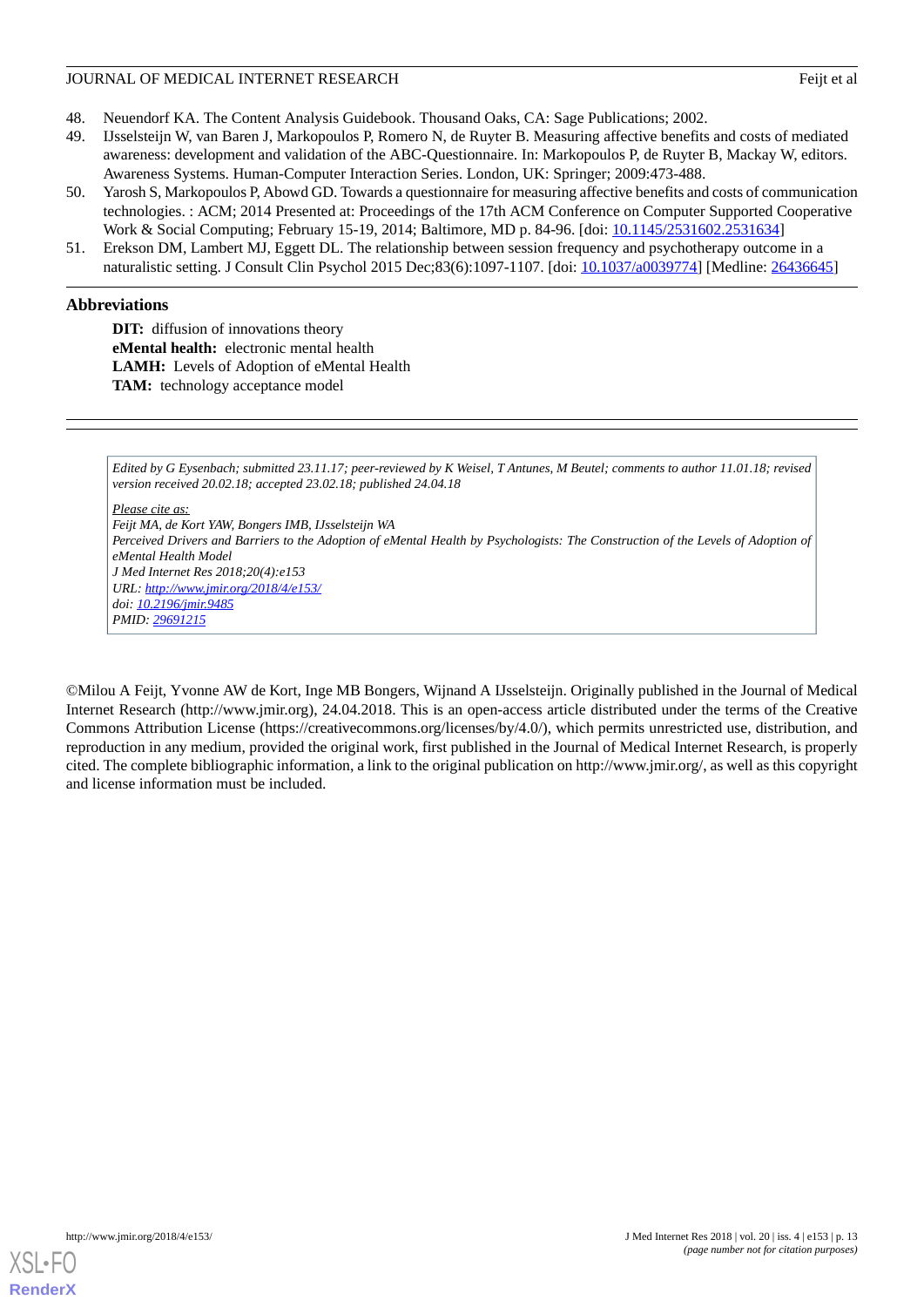48. Neuendorf KA. The Content Analysis Guidebook. Thousand Oaks, CA: Sage Publications; 2002.
49. IJsselsteijn W, van Baren J, Markopoulos P, Romero N, de Ruyter B. Measuring affective benefits and costs of mediated awareness: development and validation of the ABC-Questionnaire. In: Markopoulos P, de Ruyter B, Mackay W, editors. Awareness Systems. Human-Computer Interaction Series. London, UK: Springer; 2009:473-488.
50. Yarosh S, Markopoulos P, Abowd GD. Towards a questionnaire for measuring affective benefits and costs of communication technologies. : ACM; 2014 Presented at: Proceedings of the 17th ACM Conference on Computer Supported Cooperative Work & Social Computing; February 15-19, 2014; Baltimore, MD p. 84-96. [doi: 10.1145/2531602.2531634]
51. Erekson DM, Lambert MJ, Eggett DL. The relationship between session frequency and psychotherapy outcome in a naturalistic setting. J Consult Clin Psychol 2015 Dec;83(6):1097-1107. [doi: 10.1037/a0039774] [Medline: 26436645]

## Abbreviations

**DIT:** diffusion of innovations theory
**eMental health:** electronic mental health
**LAMH:** Levels of Adoption of eMental Health
**TAM:** technology acceptance model

*Edited by G Eysenbach; submitted 23.11.17; peer-reviewed by K Weisel, T Antunes, M Beutel; comments to author 11.01.18; revised version received 20.02.18; accepted 23.02.18; published 24.04.18*

*Please cite as:*
*Feijt MA, de Kort YAW, Bongers IMB, IJsselsteijn WA*
*Perceived Drivers and Barriers to the Adoption of eMental Health by Psychologists: The Construction of the Levels of Adoption of eMental Health Model*
*J Med Internet Res 2018;20(4):e153*
*URL: http://www.jmir.org/2018/4/e153/*
*doi: 10.2196/jmir.9485*
*PMID: 29691215*

©Milou A Feijt, Yvonne AW de Kort, Inge MB Bongers, Wijnand A IJsselsteijn. Originally published in the Journal of Medical Internet Research (http://www.jmir.org), 24.04.2018. This is an open-access article distributed under the terms of the Creative Commons Attribution License (https://creativecommons.org/licenses/by/4.0/), which permits unrestricted use, distribution, and reproduction in any medium, provided the original work, first published in the Journal of Medical Internet Research, is properly cited. The complete bibliographic information, a link to the original publication on http://www.jmir.org/, as well as this copyright and license information must be included.